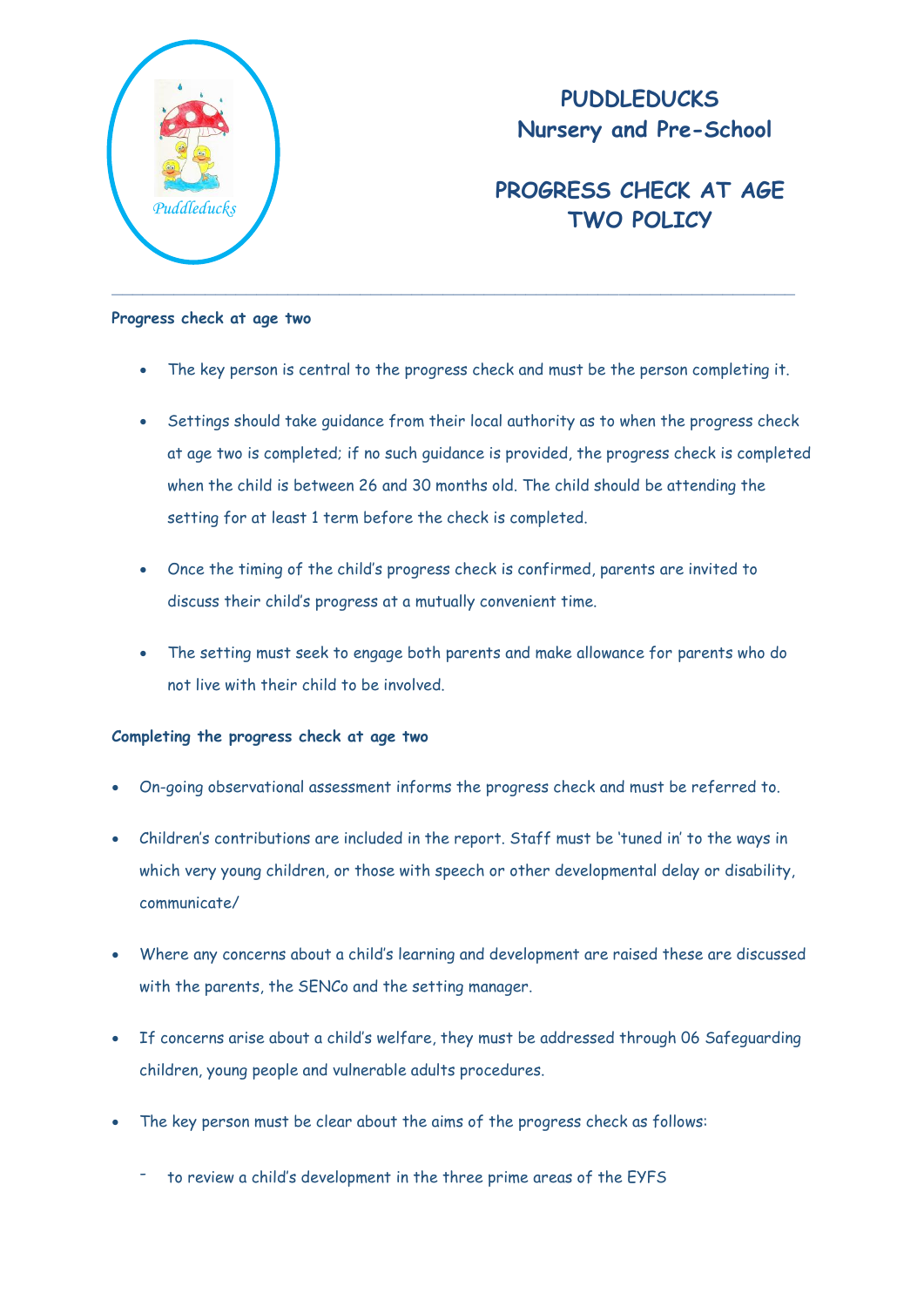# PUDDLEDUCKS
## Nursery and Pre-School

## PROGRESS CHECK AT AGE TWO POLICY

---

**Progress check at age two**

- The key person is central to the progress check and must be the person completing it.
- Settings should take guidance from their local authority as to when the progress check at age two is completed; if no such guidance is provided, the progress check is completed when the child is between 26 and 30 months old. The child should be attending the setting for at least 1 term before the check is completed.
- Once the timing of the child's progress check is confirmed, parents are invited to discuss their child's progress at a mutually convenient time.
- The setting must seek to engage both parents and make allowance for parents who do not live with their child to be involved.

**Completing the progress check at age two**

- On-going observational assessment informs the progress check and must be referred to.
- Children's contributions are included in the report. Staff must be 'tuned in' to the ways in which very young children, or those with speech or other developmental delay or disability, communicate/
- Where any concerns about a child's learning and development are raised these are discussed with the parents, the SENCo and the setting manager.
- If concerns arise about a child's welfare, they must be addressed through 06 Safeguarding children, young people and vulnerable adults procedures.
- The key person must be clear about the aims of the progress check as follows:
  - to review a child's development in the three prime areas of the EYFS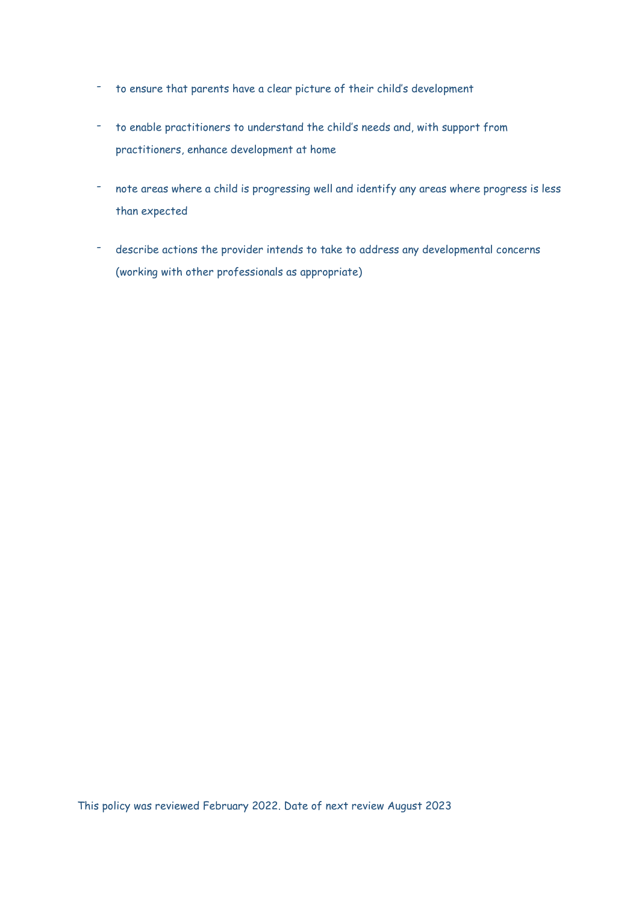- to ensure that parents have a clear picture of their child's development
- to enable practitioners to understand the child's needs and, with support from practitioners, enhance development at home
- note areas where a child is progressing well and identify any areas where progress is less than expected
- describe actions the provider intends to take to address any developmental concerns (working with other professionals as appropriate)

This policy was reviewed February 2022. Date of next review August 2023